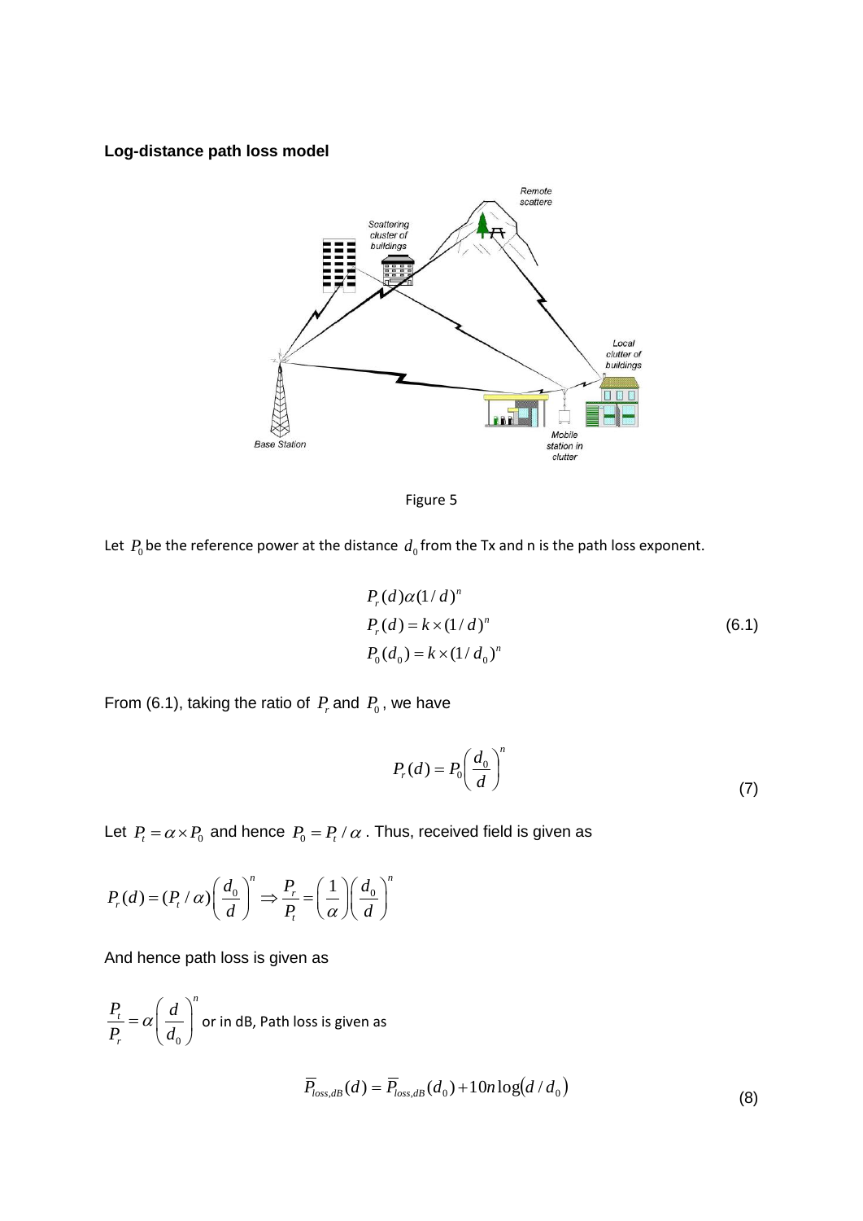**Log-distance path loss model**

Figure 5

Let $P_0$ be the reference power at the distance $d_0$ from the Tx and n is the path loss exponent.

$$
\begin{aligned}
P_r(d) &\alpha (1/d)^n \\
P_r(d) &= k \times (1/d)^n \\
P_0(d_0) &= k \times (1/d_0)^n
\end{aligned}
\tag{6.1}
$$

From (6.1), taking the ratio of $P_r$ and $P_0$, we have

$$
P_r(d) = P_0\left(\frac{d_0}{d}\right)^n \tag{7}
$$

Let $P_t = \alpha \times P_0$ and hence $P_0 = P_t / \alpha$. Thus, received field is given as

$$
P_r(d) = (P_t/\alpha)\left(\frac{d_0}{d}\right)^n \Rightarrow \frac{P_r}{P_t} = \left(\frac{1}{\alpha}\right)\left(\frac{d_0}{d}\right)^n
$$

And hence path loss is given as

$\dfrac{P_t}{P_r} = \alpha\left(\dfrac{d}{d_0}\right)^n$ or in dB, Path loss is given as

$$
\overline{P}_{loss,dB}(d) = \overline{P}_{loss,dB}(d_0) + 10n\log(d/d_0) \tag{8}
$$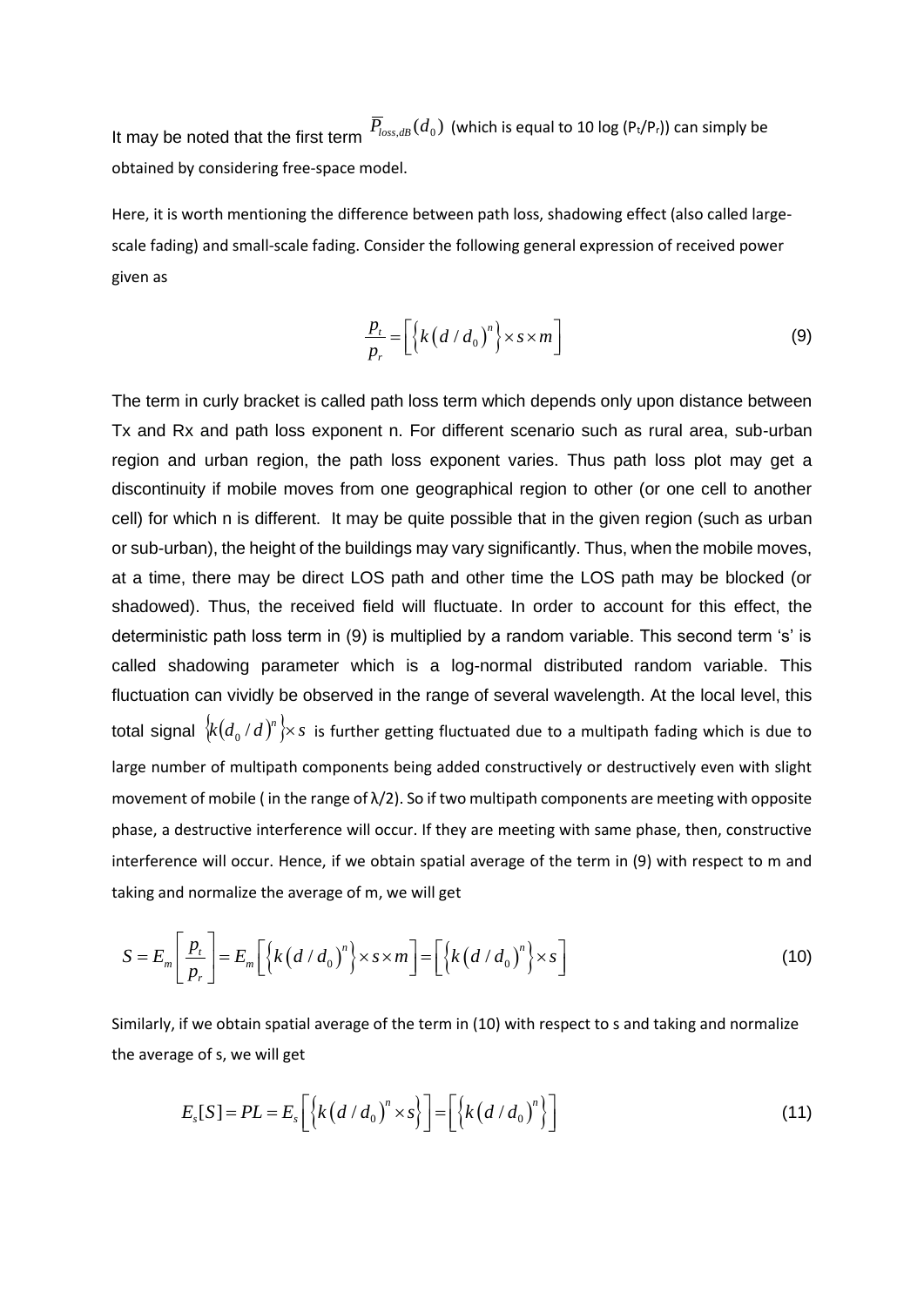It may be noted that the first term $\overline{P}_{loss,dB}(d_0)$ (which is equal to 10 log ($P_t$/$P_r$)) can simply be obtained by considering free-space model.

Here, it is worth mentioning the difference between path loss, shadowing effect (also called large-scale fading) and small-scale fading. Consider the following general expression of received power given as

$$\frac{p_t}{p_r} = \left[ \left\{ k\left(d / d_0\right)^n \right\} \times s \times m \right] \tag{9}$$

The term in curly bracket is called path loss term which depends only upon distance between Tx and Rx and path loss exponent n. For different scenario such as rural area, sub-urban region and urban region, the path loss exponent varies. Thus path loss plot may get a discontinuity if mobile moves from one geographical region to other (or one cell to another cell) for which n is different. It may be quite possible that in the given region (such as urban or sub-urban), the height of the buildings may vary significantly. Thus, when the mobile moves, at a time, there may be direct LOS path and other time the LOS path may be blocked (or shadowed). Thus, the received field will fluctuate. In order to account for this effect, the deterministic path loss term in (9) is multiplied by a random variable. This second term 's' is called shadowing parameter which is a log-normal distributed random variable. This fluctuation can vividly be observed in the range of several wavelength. At the local level, this total signal $\left\{k\left(d_0 / d\right)^n\right\} \times s$ is further getting fluctuated due to a multipath fading which is due to large number of multipath components being added constructively or destructively even with slight movement of mobile ( in the range of $\lambda/2$). So if two multipath components are meeting with opposite phase, a destructive interference will occur. If they are meeting with same phase, then, constructive interference will occur. Hence, if we obtain spatial average of the term in (9) with respect to m and taking and normalize the average of m, we will get

$$S = E_m\left[\frac{p_t}{p_r}\right] = E_m\left[ \left\{ k\left(d / d_0\right)^n \right\} \times s \times m \right] = \left[ \left\{ k\left(d / d_0\right)^n \right\} \times s \right] \tag{10}$$

Similarly, if we obtain spatial average of the term in (10) with respect to s and taking and normalize the average of s, we will get

$$E_s[S] = PL = E_s\left[ \left\{ k\left(d / d_0\right)^n \times s \right\} \right] = \left[ \left\{ k\left(d / d_0\right)^n \right\} \right] \tag{11}$$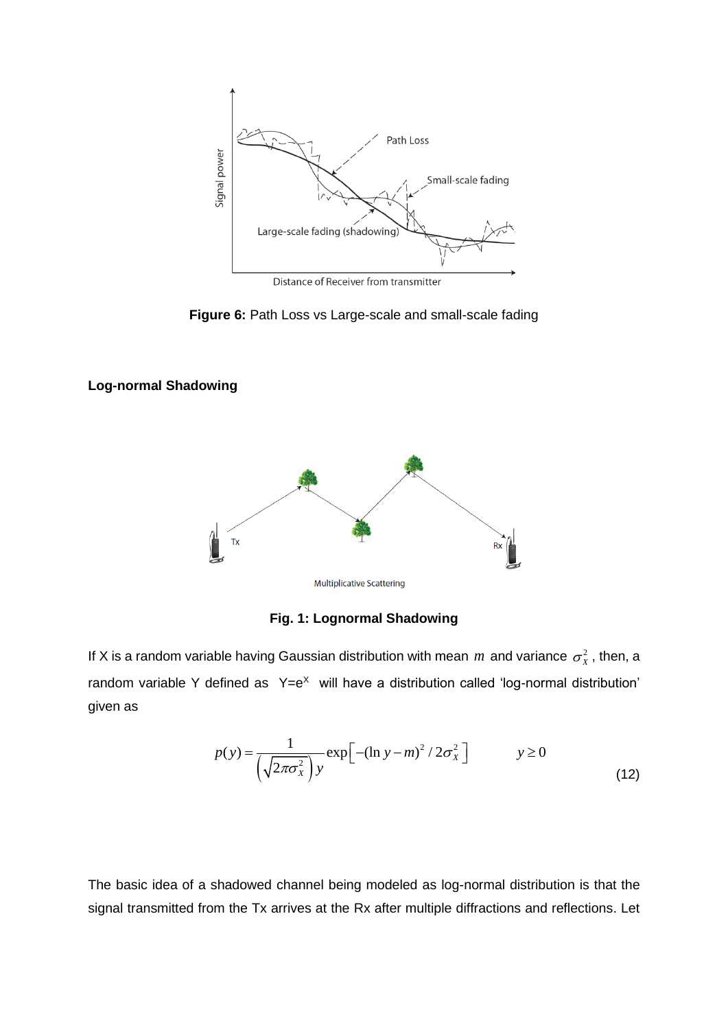**Figure 6:** Path Loss vs Large-scale and small-scale fading

**Log-normal Shadowing**

**Fig. 1: Lognormal Shadowing**

If X is a random variable having Gaussian distribution with mean $m$ and variance $\sigma_X^2$, then, a random variable Y defined as $Y=e^X$ will have a distribution called 'log-normal distribution' given as

$$p(y) = \frac{1}{\left(\sqrt{2\pi\sigma_X^2}\right)y} \exp\left[-(\ln y - m)^2 / 2\sigma_X^2\right] \qquad y \geq 0 \tag{12}$$

The basic idea of a shadowed channel being modeled as log-normal distribution is that the signal transmitted from the Tx arrives at the Rx after multiple diffractions and reflections. Let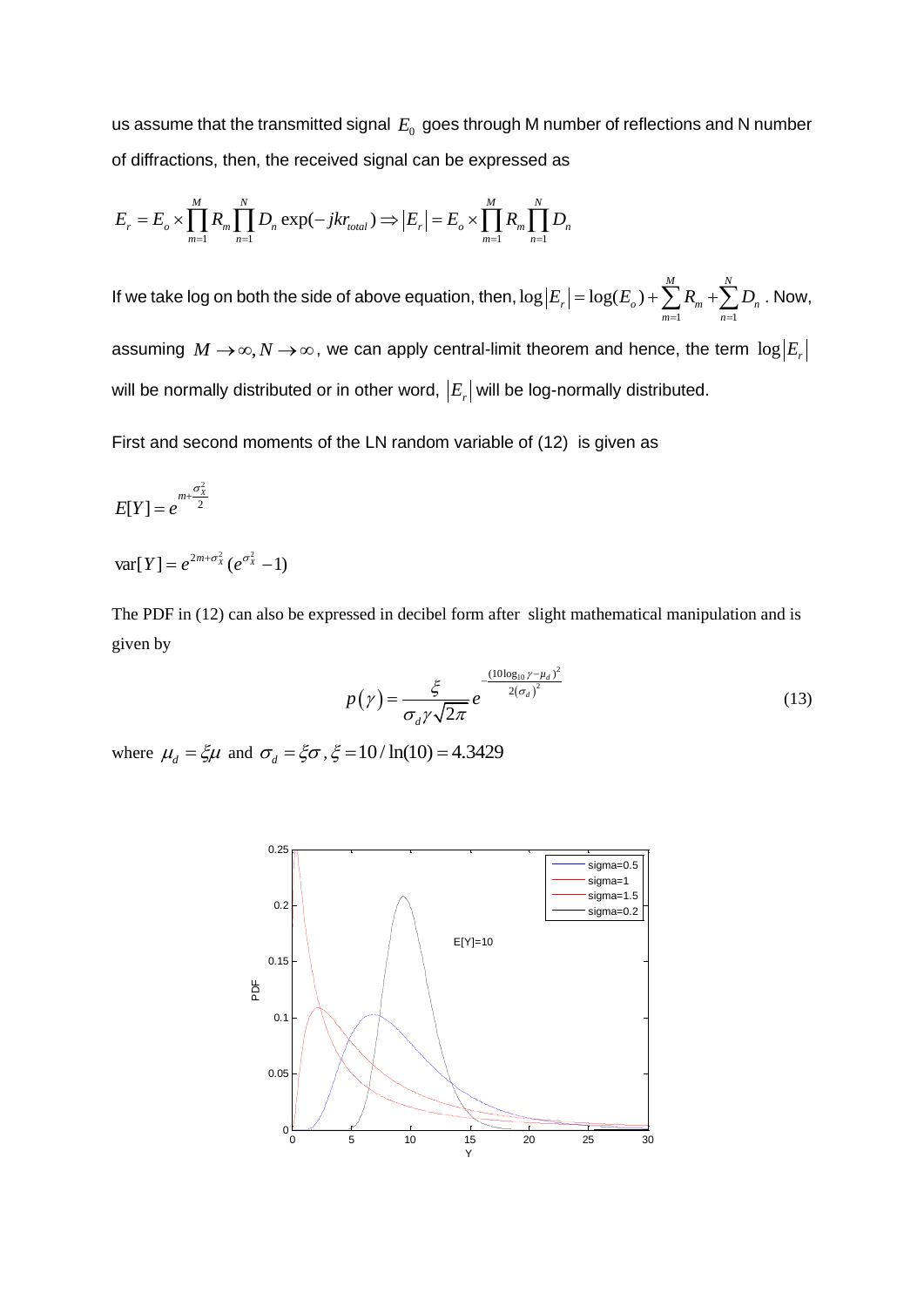us assume that the transmitted signal $E_0$ goes through M number of reflections and N number of diffractions, then, the received signal can be expressed as

$$E_r = E_o \times \prod_{m=1}^{M} R_m \prod_{n=1}^{N} D_n \exp(-jkr_{total}) \Rightarrow |E_r| = E_o \times \prod_{m=1}^{M} R_m \prod_{n=1}^{N} D_n$$

If we take log on both the side of above equation, then, $\log|E_r| = \log(E_o) + \sum_{m=1}^{M} R_m + \sum_{n=1}^{N} D_n$. Now, assuming $M \to \infty, N \to \infty$, we can apply central-limit theorem and hence, the term $\log|E_r|$ will be normally distributed or in other word, $|E_r|$ will be log-normally distributed.

First and second moments of the LN random variable of (12) is given as

$$E[Y] = e^{m + \frac{\sigma_X^2}{2}}$$

$$\text{var}[Y] = e^{2m + \sigma_X^2}(e^{\sigma_X^2} - 1)$$

The PDF in (12) can also be expressed in decibel form after slight mathematical manipulation and is given by

$$p(\gamma) = \frac{\xi}{\sigma_d \gamma \sqrt{2\pi}} e^{-\frac{(10\log_{10}\gamma - \mu_d)^2}{2(\sigma_d)^2}} \tag{13}$$

where $\mu_d = \xi\mu$ and $\sigma_d = \xi\sigma, \xi = 10/\ln(10) = 4.3429$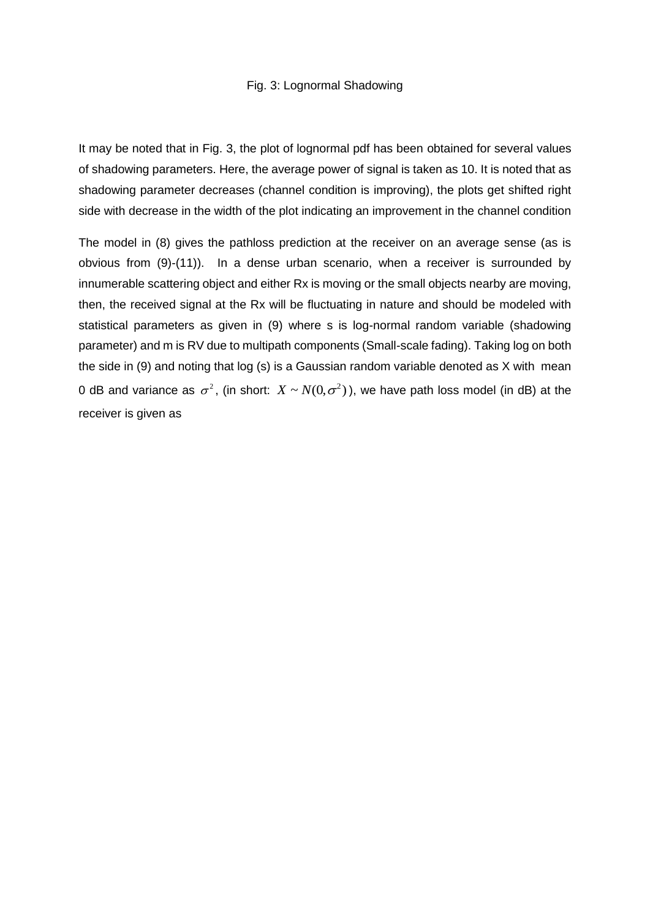Fig. 3: Lognormal Shadowing

It may be noted that in Fig. 3, the plot of lognormal pdf has been obtained for several values of shadowing parameters. Here, the average power of signal is taken as 10. It is noted that as shadowing parameter decreases (channel condition is improving), the plots get shifted right side with decrease in the width of the plot indicating an improvement in the channel condition

The model in (8) gives the pathloss prediction at the receiver on an average sense (as is obvious from (9)-(11)). In a dense urban scenario, when a receiver is surrounded by innumerable scattering object and either Rx is moving or the small objects nearby are moving, then, the received signal at the Rx will be fluctuating in nature and should be modeled with statistical parameters as given in (9) where s is log-normal random variable (shadowing parameter) and m is RV due to multipath components (Small-scale fading). Taking log on both the side in (9) and noting that log (s) is a Gaussian random variable denoted as X with mean 0 dB and variance as $\sigma^2$, (in short: $X \sim N(0, \sigma^2)$), we have path loss model (in dB) at the receiver is given as